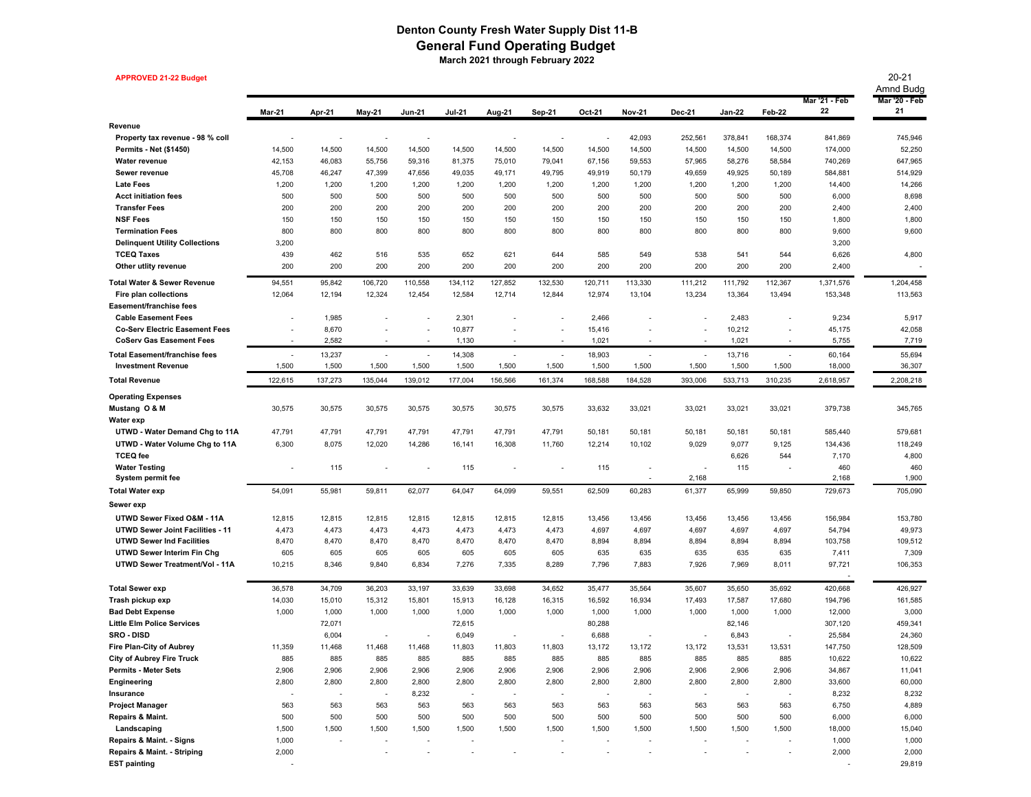# Denton County Fresh Water Supply Dist 11-B

## General Fund Operating Budget

**March 2021 through February 2022**

**APPROVED 21-22 Budget**

| | Mar-21 | Apr-21 | May-21 | Jun-21 | Jul-21 | Aug-21 | Sep-21 | Oct-21 | Nov-21 | Dec-21 | Jan-22 | Feb-22 | Mar '21 - Feb 22 | 20-21 Amnd Budg Mar '20 - Feb 21 |
|---|---|---|---|---|---|---|---|---|---|---|---|---|---|---|
| **Revenue** | | | | | | | | | | | | | | |
| **Property tax revenue - 98 % coll** | - | - | - | - | | - | - | - | 42,093 | 252,561 | 378,841 | 168,374 | 841,869 | 745,946 |
| **Permits - Net ($1450)** | 14,500 | 14,500 | 14,500 | 14,500 | 14,500 | 14,500 | 14,500 | 14,500 | 14,500 | 14,500 | 14,500 | 14,500 | 174,000 | 52,250 |
| **Water revenue** | 42,153 | 46,083 | 55,756 | 59,316 | 81,375 | 75,010 | 79,041 | 67,156 | 59,553 | 57,965 | 58,276 | 58,584 | 740,269 | 647,965 |
| **Sewer revenue** | 45,708 | 46,247 | 47,399 | 47,656 | 49,035 | 49,171 | 49,795 | 49,919 | 50,179 | 49,659 | 49,925 | 50,189 | 584,881 | 514,929 |
| **Late Fees** | 1,200 | 1,200 | 1,200 | 1,200 | 1,200 | 1,200 | 1,200 | 1,200 | 1,200 | 1,200 | 1,200 | 1,200 | 14,400 | 14,266 |
| **Acct initiation fees** | 500 | 500 | 500 | 500 | 500 | 500 | 500 | 500 | 500 | 500 | 500 | 500 | 6,000 | 8,698 |
| **Transfer Fees** | 200 | 200 | 200 | 200 | 200 | 200 | 200 | 200 | 200 | 200 | 200 | 200 | 2,400 | 2,400 |
| **NSF Fees** | 150 | 150 | 150 | 150 | 150 | 150 | 150 | 150 | 150 | 150 | 150 | 150 | 1,800 | 1,800 |
| **Termination Fees** | 800 | 800 | 800 | 800 | 800 | 800 | 800 | 800 | 800 | 800 | 800 | 800 | 9,600 | 9,600 |
| **Delinquent Utility Collections** | 3,200 | | | | | | | | | | | | 3,200 | |
| **TCEQ Taxes** | 439 | 462 | 516 | 535 | 652 | 621 | 644 | 585 | 549 | 538 | 541 | 544 | 6,626 | 4,800 |
| **Other utlity revenue** | 200 | 200 | 200 | 200 | 200 | 200 | 200 | 200 | 200 | 200 | 200 | 200 | 2,400 | - |
| **Total Water & Sewer Revenue** | 94,551 | 95,842 | 106,720 | 110,558 | 134,112 | 127,852 | 132,530 | 120,711 | 113,330 | 111,212 | 111,792 | 112,367 | 1,371,576 | 1,204,458 |
| **Fire plan collections** | 12,064 | 12,194 | 12,324 | 12,454 | 12,584 | 12,714 | 12,844 | 12,974 | 13,104 | 13,234 | 13,364 | 13,494 | 153,348 | 113,563 |
| **Easement/franchise fees** | | | | | | | | | | | | | | |
| **Cable Easement Fees** | - | 1,985 | - | - | 2,301 | - | - | 2,466 | - | - | 2,483 | - | 9,234 | 5,917 |
| **Co-Serv Electric Easement Fees** | - | 8,670 | - | - | 10,877 | - | - | 15,416 | - | - | 10,212 | - | 45,175 | 42,058 |
| **CoServ Gas Easement Fees** | - | 2,582 | - | - | 1,130 | - | - | 1,021 | - | - | 1,021 | - | 5,755 | 7,719 |
| **Total Easement/franchise fees** | - | 13,237 | - | - | 14,308 | - | - | 18,903 | - | - | 13,716 | - | 60,164 | 55,694 |
| **Investment Revenue** | 1,500 | 1,500 | 1,500 | 1,500 | 1,500 | 1,500 | 1,500 | 1,500 | 1,500 | 1,500 | 1,500 | 1,500 | 18,000 | 36,307 |
| **Total Revenue** | 122,615 | 137,273 | 135,044 | 139,012 | 177,004 | 156,566 | 161,374 | 168,588 | 184,528 | 393,006 | 533,713 | 310,235 | 2,618,957 | 2,208,218 |
| **Operating Expenses** | | | | | | | | | | | | | | |
| **Mustang O & M** | 30,575 | 30,575 | 30,575 | 30,575 | 30,575 | 30,575 | 30,575 | 33,632 | 33,021 | 33,021 | 33,021 | 33,021 | 379,738 | 345,765 |
| **Water exp** | | | | | | | | | | | | | | |
| **UTWD - Water Demand Chg to 11A** | 47,791 | 47,791 | 47,791 | 47,791 | 47,791 | 47,791 | 47,791 | 50,181 | 50,181 | 50,181 | 50,181 | 50,181 | 585,440 | 579,681 |
| **UTWD - Water Volume Chg to 11A** | 6,300 | 8,075 | 12,020 | 14,286 | 16,141 | 16,308 | 11,760 | 12,214 | 10,102 | 9,029 | 9,077 | 9,125 | 134,436 | 118,249 |
| **TCEQ fee** | | | | | | | | | | | 6,626 | 544 | 7,170 | 4,800 |
| **Water Testing** | - | 115 | - | - | 115 | - | - | 115 | - | - | 115 | - | 460 | 460 |
| **System permit fee** | | | | | | | | | - | 2,168 | | | 2,168 | 1,900 |
| **Total Water exp** | 54,091 | 55,981 | 59,811 | 62,077 | 64,047 | 64,099 | 59,551 | 62,509 | 60,283 | 61,377 | 65,999 | 59,850 | 729,673 | 705,090 |
| **Sewer exp** | | | | | | | | | | | | | | |
| **UTWD Sewer Fixed O&M - 11A** | 12,815 | 12,815 | 12,815 | 12,815 | 12,815 | 12,815 | 12,815 | 13,456 | 13,456 | 13,456 | 13,456 | 13,456 | 156,984 | 153,780 |
| **UTWD Sewer Joint Facilities - 11** | 4,473 | 4,473 | 4,473 | 4,473 | 4,473 | 4,473 | 4,473 | 4,697 | 4,697 | 4,697 | 4,697 | 4,697 | 54,794 | 49,973 |
| **UTWD Sewer Ind Facilities** | 8,470 | 8,470 | 8,470 | 8,470 | 8,470 | 8,470 | 8,470 | 8,894 | 8,894 | 8,894 | 8,894 | 8,894 | 103,758 | 109,512 |
| **UTWD Sewer Interim Fin Chg** | 605 | 605 | 605 | 605 | 605 | 605 | 605 | 635 | 635 | 635 | 635 | 635 | 7,411 | 7,309 |
| **UTWD Sewer Treatment/Vol - 11A** | 10,215 | 8,346 | 9,840 | 6,834 | 7,276 | 7,335 | 8,289 | 7,796 | 7,883 | 7,926 | 7,969 | 8,011 | 97,721 | 106,353 |
| | | | | | | | | | | | | | - | |
| **Total Sewer exp** | 36,578 | 34,709 | 36,203 | 33,197 | 33,639 | 33,698 | 34,652 | 35,477 | 35,564 | 35,607 | 35,650 | 35,692 | 420,668 | 426,927 |
| **Trash pickup exp** | 14,030 | 15,010 | 15,312 | 15,801 | 15,913 | 16,128 | 16,315 | 16,592 | 16,934 | 17,493 | 17,587 | 17,680 | 194,796 | 161,585 |
| **Bad Debt Expense** | 1,000 | 1,000 | 1,000 | 1,000 | 1,000 | 1,000 | 1,000 | 1,000 | 1,000 | 1,000 | 1,000 | 1,000 | 12,000 | 3,000 |
| **Little Elm Police Services** | | 72,071 | | | 72,615 | | | 80,288 | | | 82,146 | | 307,120 | 459,341 |
| **SRO - DISD** | | 6,004 | - | - | 6,049 | - | - | 6,688 | - | - | 6,843 | - | 25,584 | 24,360 |
| **Fire Plan-City of Aubrey** | 11,359 | 11,468 | 11,468 | 11,468 | 11,803 | 11,803 | 11,803 | 13,172 | 13,172 | 13,172 | 13,531 | 13,531 | 147,750 | 128,509 |
| **City of Aubrey Fire Truck** | 885 | 885 | 885 | 885 | 885 | 885 | 885 | 885 | 885 | 885 | 885 | 885 | 10,622 | 10,622 |
| **Permits - Meter Sets** | 2,906 | 2,906 | 2,906 | 2,906 | 2,906 | 2,906 | 2,906 | 2,906 | 2,906 | 2,906 | 2,906 | 2,906 | 34,867 | 11,041 |
| **Engineering** | 2,800 | 2,800 | 2,800 | 2,800 | 2,800 | 2,800 | 2,800 | 2,800 | 2,800 | 2,800 | 2,800 | 2,800 | 33,600 | 60,000 |
| **Insurance** | - | - | - | 8,232 | - | - | - | - | - | - | - | - | 8,232 | 8,232 |
| **Project Manager** | 563 | 563 | 563 | 563 | 563 | 563 | 563 | 563 | 563 | 563 | 563 | 563 | 6,750 | 4,889 |
| **Repairs & Maint.** | 500 | 500 | 500 | 500 | 500 | 500 | 500 | 500 | 500 | 500 | 500 | 500 | 6,000 | 6,000 |
| **Landscaping** | 1,500 | 1,500 | 1,500 | 1,500 | 1,500 | 1,500 | 1,500 | 1,500 | 1,500 | 1,500 | 1,500 | 1,500 | 18,000 | 15,040 |
| **Repairs & Maint. - Signs** | 1,000 | - | - | - | - | | - | - | - | - | - | - | 1,000 | 1,000 |
| **Repairs & Maint. - Striping** | 2,000 | | - | - | - | - | - | - | - | - | - | - | 2,000 | 2,000 |
| **EST painting** | - | | | | | | | | | | | | - | 29,819 |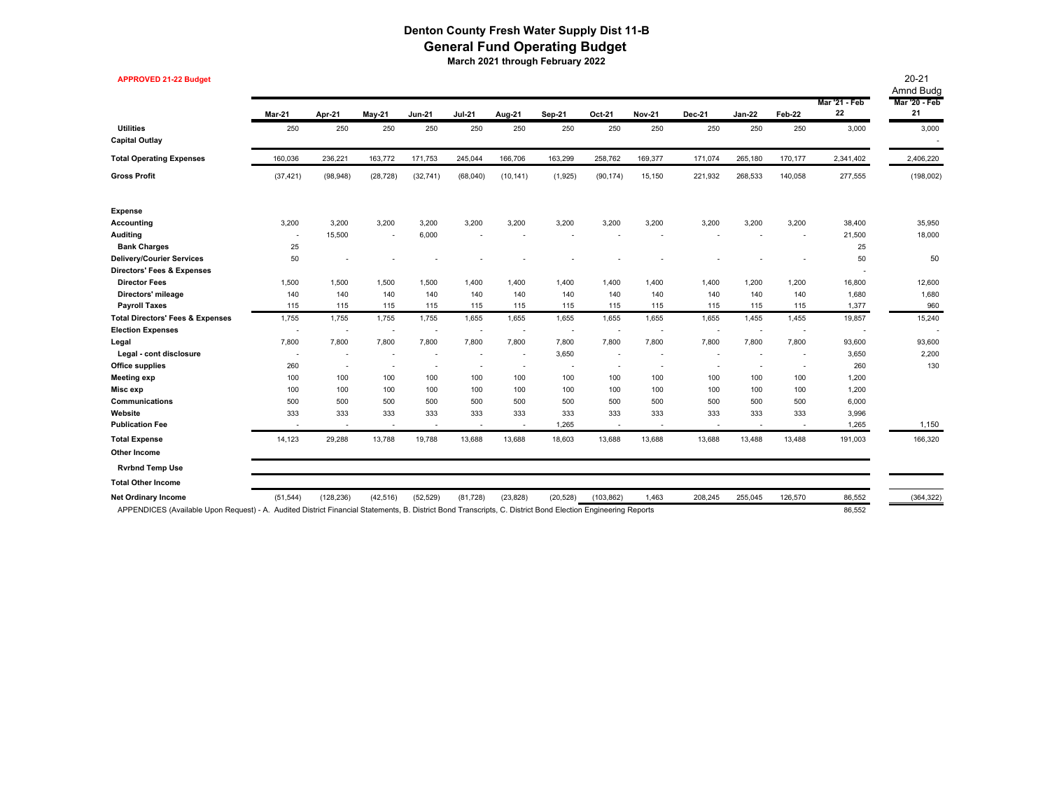# Denton County Fresh Water Supply Dist 11-B
## General Fund Operating Budget
### March 2021 through February 2022

**APPROVED 21-22 Budget**

| | Mar-21 | Apr-21 | May-21 | Jun-21 | Jul-21 | Aug-21 | Sep-21 | Oct-21 | Nov-21 | Dec-21 | Jan-22 | Feb-22 | Mar '21 - Feb 22 | 20-21 Amnd Budg Mar '20 - Feb 21 |
|---|---|---|---|---|---|---|---|---|---|---|---|---|---|---|
| **Utilities** | 250 | 250 | 250 | 250 | 250 | 250 | 250 | 250 | 250 | 250 | 250 | 250 | 3,000 | 3,000 |
| **Capital Outlay** | | | | | | | | | | | | | | - |
| **Total Operating Expenses** | 160,036 | 236,221 | 163,772 | 171,753 | 245,044 | 166,706 | 163,299 | 258,762 | 169,377 | 171,074 | 265,180 | 170,177 | 2,341,402 | 2,406,220 |
| **Gross Profit** | (37,421) | (98,948) | (28,728) | (32,741) | (68,040) | (10,141) | (1,925) | (90,174) | 15,150 | 221,932 | 268,533 | 140,058 | 277,555 | (198,002) |
| **Expense** | | | | | | | | | | | | | | |
| **Accounting** | 3,200 | 3,200 | 3,200 | 3,200 | 3,200 | 3,200 | 3,200 | 3,200 | 3,200 | 3,200 | 3,200 | 3,200 | 38,400 | 35,950 |
| **Auditing** | - | 15,500 | - | 6,000 | - | - | - | - | - | - | - | - | 21,500 | 18,000 |
| **Bank Charges** | 25 | | | | | | | | | | | | 25 | |
| **Delivery/Courier Services** | 50 | - | - | - | - | - | - | - | - | - | - | - | 50 | 50 |
| **Directors' Fees & Expenses** | | | | | | | | | | | | | - | |
| **Director Fees** | 1,500 | 1,500 | 1,500 | 1,500 | 1,400 | 1,400 | 1,400 | 1,400 | 1,400 | 1,400 | 1,200 | 1,200 | 16,800 | 12,600 |
| **Directors' mileage** | 140 | 140 | 140 | 140 | 140 | 140 | 140 | 140 | 140 | 140 | 140 | 140 | 1,680 | 1,680 |
| **Payroll Taxes** | 115 | 115 | 115 | 115 | 115 | 115 | 115 | 115 | 115 | 115 | 115 | 115 | 1,377 | 960 |
| **Total Directors' Fees & Expenses** | 1,755 | 1,755 | 1,755 | 1,755 | 1,655 | 1,655 | 1,655 | 1,655 | 1,655 | 1,655 | 1,455 | 1,455 | 19,857 | 15,240 |
| **Election Expenses** | - | - | - | - | - | - | - | - | - | - | - | - | - | - |
| **Legal** | 7,800 | 7,800 | 7,800 | 7,800 | 7,800 | 7,800 | 7,800 | 7,800 | 7,800 | 7,800 | 7,800 | 7,800 | 93,600 | 93,600 |
| **Legal - cont disclosure** | - | - | - | - | - | - | 3,650 | - | - | - | - | - | 3,650 | 2,200 |
| **Office supplies** | 260 | - | - | - | - | - | - | - | - | - | - | - | 260 | 130 |
| **Meeting exp** | 100 | 100 | 100 | 100 | 100 | 100 | 100 | 100 | 100 | 100 | 100 | 100 | 1,200 | |
| **Misc exp** | 100 | 100 | 100 | 100 | 100 | 100 | 100 | 100 | 100 | 100 | 100 | 100 | 1,200 | |
| **Communications** | 500 | 500 | 500 | 500 | 500 | 500 | 500 | 500 | 500 | 500 | 500 | 500 | 6,000 | |
| **Website** | 333 | 333 | 333 | 333 | 333 | 333 | 333 | 333 | 333 | 333 | 333 | 333 | 3,996 | |
| **Publication Fee** | - | - | - | - | - | - | 1,265 | - | - | - | - | - | 1,265 | 1,150 |
| **Total Expense** | 14,123 | 29,288 | 13,788 | 19,788 | 13,688 | 13,688 | 18,603 | 13,688 | 13,688 | 13,688 | 13,488 | 13,488 | 191,003 | 166,320 |
| **Other Income** | | | | | | | | | | | | | | |
| **Rvrbnd Temp Use** | | | | | | | | | | | | | | |
| **Total Other Income** | | | | | | | | | | | | | | |
| **Net Ordinary Income** | (51,544) | (128,236) | (42,516) | (52,529) | (81,728) | (23,828) | (20,528) | (103,862) | 1,463 | 208,245 | 255,045 | 126,570 | 86,552 | (364,322) |
| | | | | | | | | | | | | | 86,552 | |

APPENDICES (Available Upon Request) - A. Audited District Financial Statements, B. District Bond Transcripts, C. District Bond Election Engineering Reports